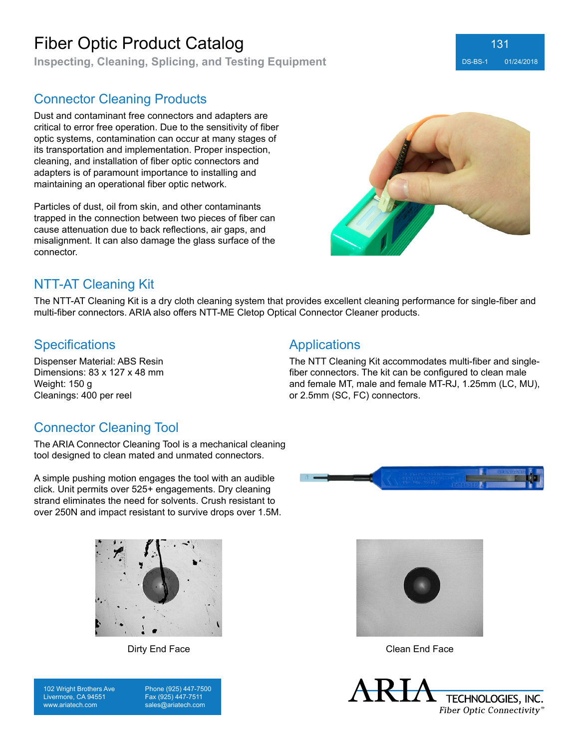# Fiber Optic Product Catalog

**Inspecting, Cleaning, Splicing, and Testing Equipment**

## Connector Cleaning Products

Dust and contaminant free connectors and adapters are critical to error free operation. Due to the sensitivity of fiber optic systems, contamination can occur at many stages of its transportation and implementation. Proper inspection, cleaning, and installation of fiber optic connectors and adapters is of paramount importance to installing and maintaining an operational fiber optic network.

Particles of dust, oil from skin, and other contaminants trapped in the connection between two pieces of fiber can cause attenuation due to back reflections, air gaps, and misalignment. It can also damage the glass surface of the connector.

## NTT-AT Cleaning Kit

The NTT-AT Cleaning Kit is a dry cloth cleaning system that provides excellent cleaning performance for single-fiber and multi-fiber connectors. ARIA also offers NTT-ME Cletop Optical Connector Cleaner products.

### Specifications

Dispenser Material: ABS Resin
Dimensions: 83 x 127 x 48 mm
Weight: 150 g
Cleanings: 400 per reel

### Applications

The NTT Cleaning Kit accommodates multi-fiber and single-fiber connectors. The kit can be configured to clean male and female MT, male and female MT-RJ, 1.25mm (LC, MU), or 2.5mm (SC, FC) connectors.

## Connector Cleaning Tool

The ARIA Connector Cleaning Tool is a mechanical cleaning tool designed to clean mated and unmated connectors.

A simple pushing motion engages the tool with an audible click. Unit permits over 525+ engagements. Dry cleaning strand eliminates the need for solvents. Crush resistant to over 250N and impact resistant to survive drops over 1.5M.

Dirty End Face

Clean End Face

102 Wright Brothers Ave
Livermore, CA 94551
www.ariatech.com

Phone (925) 447-7500
Fax (925) 447-7511
sales@ariatech.com

ARIA TECHNOLOGIES, INC.
*Fiber Optic Connectivity*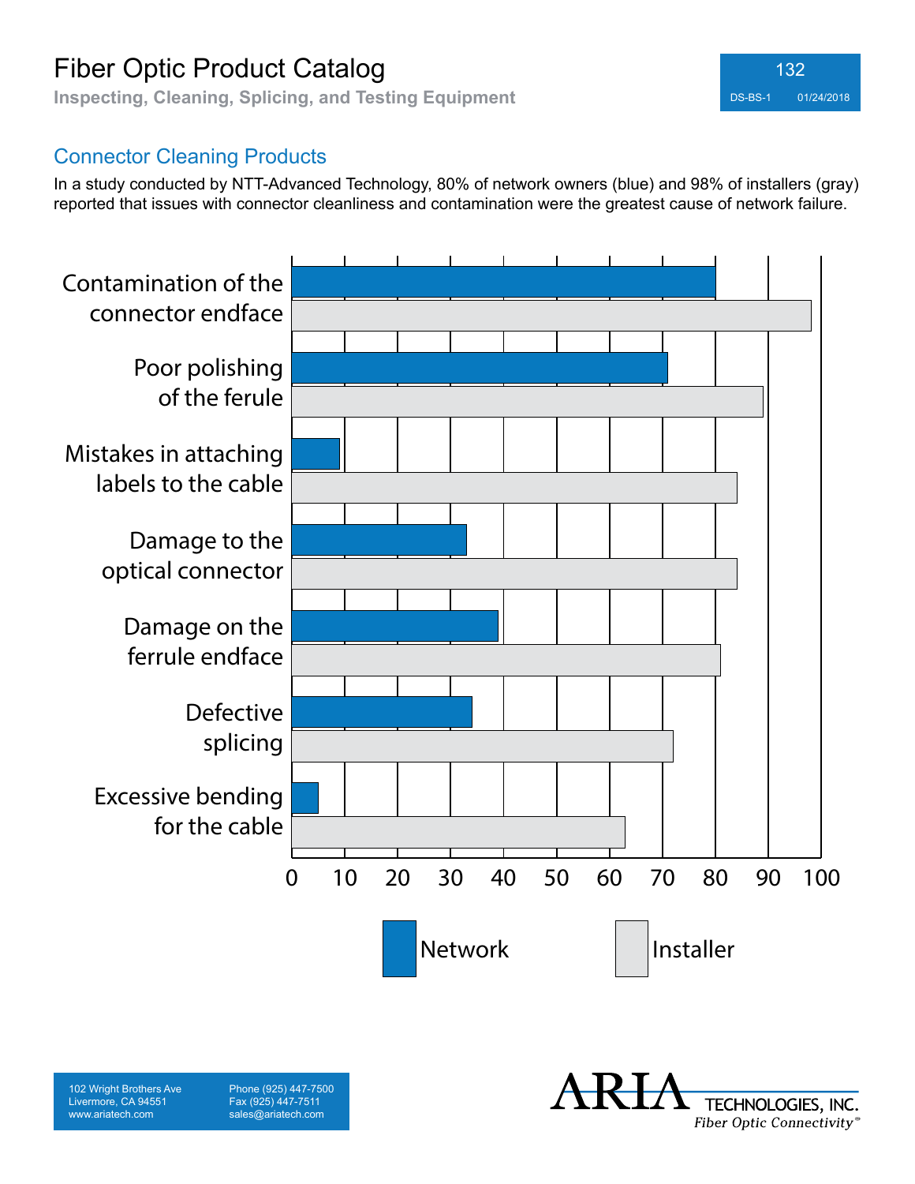## Connector Cleaning Products

In a study conducted by NTT-Advanced Technology, 80% of network owners (blue) and 98% of installers (gray) reported that issues with connector cleanliness and contamination were the greatest cause of network failure.

| Cause | Network | Installer |
|---|---|---|
| Contamination of the connector endface | 80 | 98 |
| Poor polishing of the ferule | 71 | 89 |
| Mistakes in attaching labels to the cable | 9 | 84 |
| Damage to the optical connector | 33 | 84 |
| Damage on the ferrule endface | 39 | 81 |
| Defective splicing | 34 | 72 |
| Excessive bending for the cable | 5 | 63 |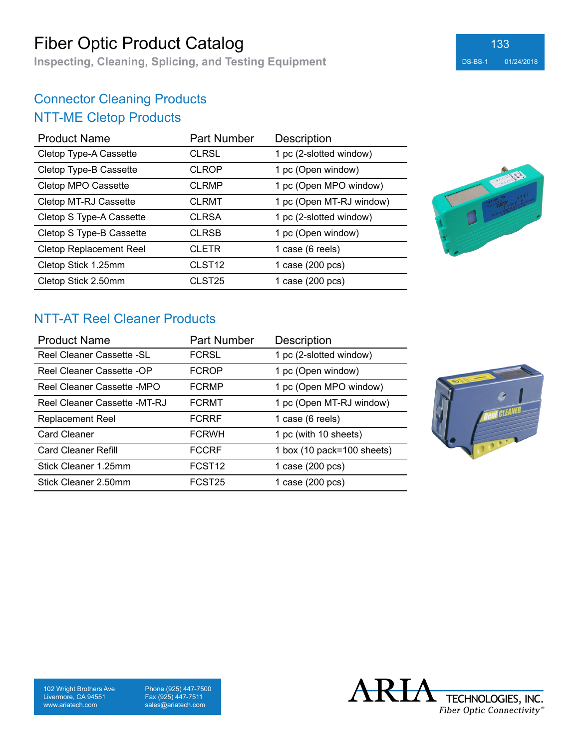# Fiber Optic Product Catalog

Inspecting, Cleaning, Splicing, and Testing Equipment

## Connector Cleaning Products

## NTT-ME Cletop Products

| Product Name | Part Number | Description |
|---|---|---|
| Cletop Type-A Cassette | CLRSL | 1 pc (2-slotted window) |
| Cletop Type-B Cassette | CLROP | 1 pc (Open window) |
| Cletop MPO Cassette | CLRMP | 1 pc (Open MPO window) |
| Cletop MT-RJ Cassette | CLRMT | 1 pc (Open MT-RJ window) |
| Cletop S Type-A Cassette | CLRSA | 1 pc (2-slotted window) |
| Cletop S Type-B Cassette | CLRSB | 1 pc (Open window) |
| Cletop Replacement Reel | CLETR | 1 case (6 reels) |
| Cletop Stick 1.25mm | CLST12 | 1 case (200 pcs) |
| Cletop Stick 2.50mm | CLST25 | 1 case (200 pcs) |

## NTT-AT Reel Cleaner Products

| Product Name | Part Number | Description |
|---|---|---|
| Reel Cleaner Cassette -SL | FCRSL | 1 pc (2-slotted window) |
| Reel Cleaner Cassette -OP | FCROP | 1 pc (Open window) |
| Reel Cleaner Cassette -MPO | FCRMP | 1 pc (Open MPO window) |
| Reel Cleaner Cassette -MT-RJ | FCRMT | 1 pc (Open MT-RJ window) |
| Replacement Reel | FCRRF | 1 case (6 reels) |
| Card Cleaner | FCRWH | 1 pc (with 10 sheets) |
| Card Cleaner Refill | FCCRF | 1 box (10 pack=100 sheets) |
| Stick Cleaner 1.25mm | FCST12 | 1 case (200 pcs) |
| Stick Cleaner 2.50mm | FCST25 | 1 case (200 pcs) |

102 Wright Brothers Ave
Livermore, CA 94551
www.ariatech.com

Phone (925) 447-7500
Fax (925) 447-7511
sales@ariatech.com

ARIA TECHNOLOGIES, INC.
*Fiber Optic Connectivity*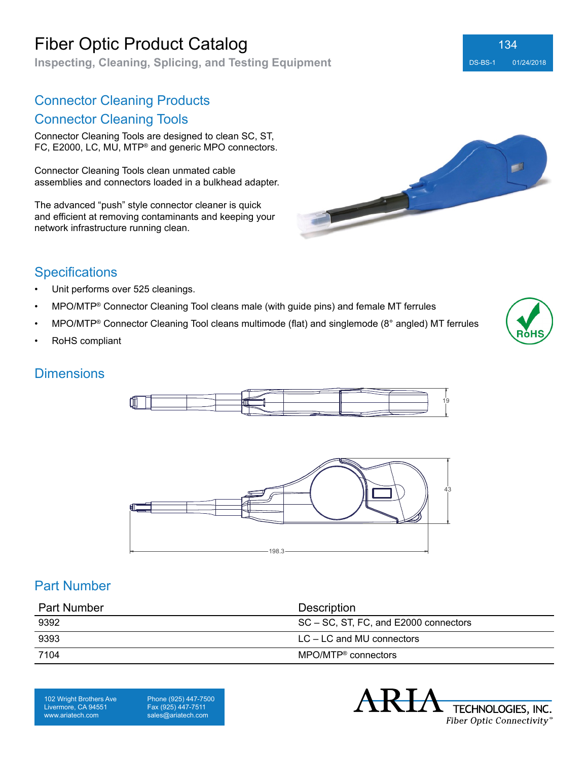# Fiber Optic Product Catalog

Inspecting, Cleaning, Splicing, and Testing Equipment

## Connector Cleaning Products

## Connector Cleaning Tools

Connector Cleaning Tools are designed to clean SC, ST, FC, E2000, LC, MU, MTP® and generic MPO connectors.

Connector Cleaning Tools clean unmated cable assemblies and connectors loaded in a bulkhead adapter.

The advanced "push" style connector cleaner is quick and efficient at removing contaminants and keeping your network infrastructure running clean.

## Specifications

- Unit performs over 525 cleanings.
- MPO/MTP® Connector Cleaning Tool cleans male (with guide pins) and female MT ferrules
- MPO/MTP® Connector Cleaning Tool cleans multimode (flat) and singlemode (8° angled) MT ferrules
- RoHS compliant

RoHS

## Dimensions

19

43

198.3

## Part Number

| Part Number | Description |
|---|---|
| 9392 | SC – SC, ST, FC, and E2000 connectors |
| 9393 | LC – LC and MU connectors |
| 7104 | MPO/MTP® connectors |

102 Wright Brothers Ave
Livermore, CA 94551
www.ariatech.com

Phone (925) 447-7500
Fax (925) 447-7511
sales@ariatech.com

ARIA TECHNOLOGIES, INC.
*Fiber Optic Connectivity*